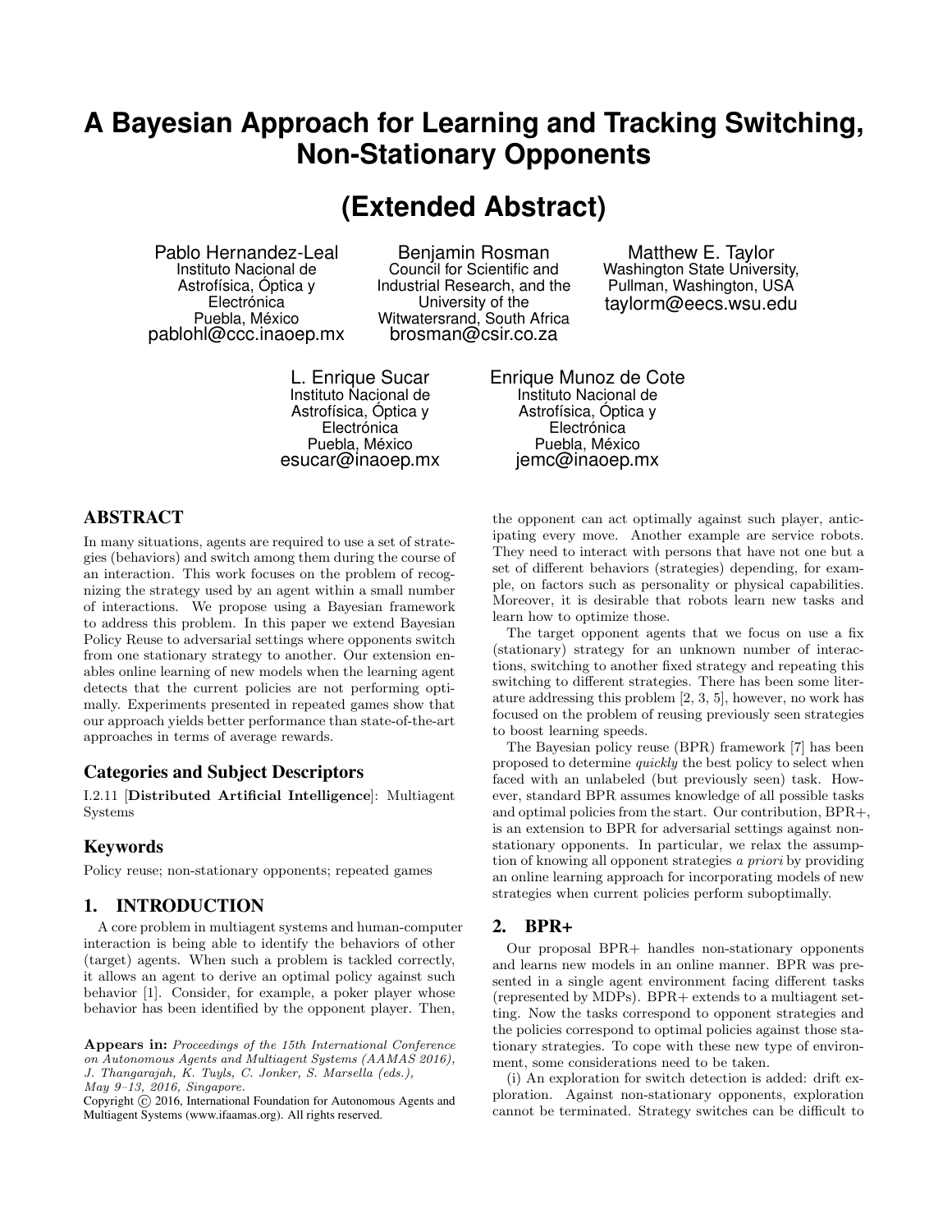# A Bayesian Approach for Learning and Tracking Switching, Non-Stationary Opponents

## (Extended Abstract)

Pablo Hernandez-Leal
Instituto Nacional de Astrofísica, Óptica y Electrónica
Puebla, México
pablohl@ccc.inaoep.mx

Benjamin Rosman
Council for Scientific and Industrial Research, and the University of the Witwatersrand, South Africa
brosman@csir.co.za

Matthew E. Taylor
Washington State University, Pullman, Washington, USA
taylorm@eecs.wsu.edu

L. Enrique Sucar
Instituto Nacional de Astrofísica, Óptica y Electrónica
Puebla, México
esucar@inaoep.mx

Enrique Munoz de Cote
Instituto Nacional de Astrofísica, Óptica y Electrónica
Puebla, México
jemc@inaoep.mx

## ABSTRACT

In many situations, agents are required to use a set of strategies (behaviors) and switch among them during the course of an interaction. This work focuses on the problem of recognizing the strategy used by an agent within a small number of interactions. We propose using a Bayesian framework to address this problem. In this paper we extend Bayesian Policy Reuse to adversarial settings where opponents switch from one stationary strategy to another. Our extension enables online learning of new models when the learning agent detects that the current policies are not performing optimally. Experiments presented in repeated games show that our approach yields better performance than state-of-the-art approaches in terms of average rewards.

### Categories and Subject Descriptors

I.2.11 [**Distributed Artificial Intelligence**]: Multiagent Systems

### Keywords

Policy reuse; non-stationary opponents; repeated games

## 1. INTRODUCTION

A core problem in multiagent systems and human-computer interaction is being able to identify the behaviors of other (target) agents. When such a problem is tackled correctly, it allows an agent to derive an optimal policy against such behavior [1]. Consider, for example, a poker player whose behavior has been identified by the opponent player. Then, the opponent can act optimally against such player, anticipating every move. Another example are service robots. They need to interact with persons that have not one but a set of different behaviors (strategies) depending, for example, on factors such as personality or physical capabilities. Moreover, it is desirable that robots learn new tasks and learn how to optimize those.

The target opponent agents that we focus on use a fix (stationary) strategy for an unknown number of interactions, switching to another fixed strategy and repeating this switching to different strategies. There has been some literature addressing this problem [2, 3, 5], however, no work has focused on the problem of reusing previously seen strategies to boost learning speeds.

The Bayesian policy reuse (BPR) framework [7] has been proposed to determine *quickly* the best policy to select when faced with an unlabeled (but previously seen) task. However, standard BPR assumes knowledge of all possible tasks and optimal policies from the start. Our contribution, BPR+, is an extension to BPR for adversarial settings against non-stationary opponents. In particular, we relax the assumption of knowing all opponent strategies *a priori* by providing an online learning approach for incorporating models of new strategies when current policies perform suboptimally.

## 2. BPR+

Our proposal BPR+ handles non-stationary opponents and learns new models in an online manner. BPR was presented in a single agent environment facing different tasks (represented by MDPs). BPR+ extends to a multiagent setting. Now the tasks correspond to opponent strategies and the policies correspond to optimal policies against those stationary strategies. To cope with these new type of environment, some considerations need to be taken.

(i) An exploration for switch detection is added: drift exploration. Against non-stationary opponents, exploration cannot be terminated. Strategy switches can be difficult to

**Appears in:** *Proceedings of the 15th International Conference on Autonomous Agents and Multiagent Systems (AAMAS 2016), J. Thangarajah, K. Tuyls, C. Jonker, S. Marsella (eds.), May 9–13, 2016, Singapore.*
Copyright © 2016, International Foundation for Autonomous Agents and Multiagent Systems (www.ifaamas.org). All rights reserved.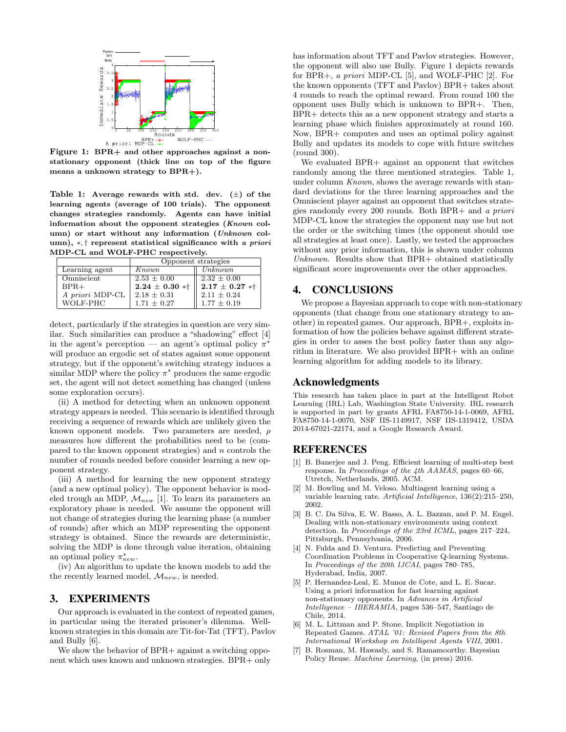Pavlov
TFT
Bully

Immediate Rewards

4
3.5
3
2.5
2
1.5
1
0.5
0

0 50 100 150 200 250 300 350 400

Rounds

BPR+ A priori MDP-CL WOLF-PHC

**Figure 1: BPR+ and other approaches against a non-stationary opponent (thick line on top of the figure means a unknown strategy to BPR+).**

**Table 1: Average rewards with std. dev. (±) of the learning agents (average of 100 trials). The opponent changes strategies randomly. Agents can have initial information about the opponent strategies (*Known* column) or start without any information (*Unknown* column), $*, \dagger$ represent statistical significance with *a priori* MDP-CL and WOLF-PHC respectively.**

| | Opponent strategies | |
|---|---|---|
| Learning agent | *Known* | *Unknown* |
| Omniscient | 2.53 ± 0.00 | 2.32 ± 0.00 |
| BPR+ | **2.24 ± 0.30** $*\dagger$ | **2.17 ± 0.27** $*\dagger$ |
| *A priori* MDP-CL | 2.18 ± 0.31 | 2.11 ± 0.24 |
| WOLF-PHC | 1.71 ± 0.27 | 1.77 ± 0.19 |

detect, particularly if the strategies in question are very similar. Such similarities can produce a "shadowing" effect [4] in the agent's perception — an agent's optimal policy $\pi^\star$ will produce an ergodic set of states against some opponent strategy, but if the opponent's switching strategy induces a similar MDP where the policy $\pi^\star$ produces the same ergodic set, the agent will not detect something has changed (unless some exploration occurs).

(ii) A method for detecting when an unknown opponent strategy appears is needed. This scenario is identified through receiving a sequence of rewards which are unlikely given the known opponent models. Two parameters are needed, $\rho$ measures how different the probabilities need to be (compared to the known opponent strategies) and $n$ controls the number of rounds needed before consider learning a new opponent strategy.

(iii) A method for learning the new opponent strategy (and a new optimal policy). The opponent behavior is modeled trough an MDP, $\mathcal{M}_{new}$ [1]. To learn its parameters an exploratory phase is needed. We assume the opponent will not change of strategies during the learning phase (a number of rounds) after which an MDP representing the opponent strategy is obtained. Since the rewards are deterministic, solving the MDP is done through value iteration, obtaining an optimal policy $\pi^\star_{new}$.

(iv) An algorithm to update the known models to add the the recently learned model, $\mathcal{M}_{new}$, is needed.

## 3. EXPERIMENTS

Our approach is evaluated in the context of repeated games, in particular using the iterated prisoner's dilemma. Well-known strategies in this domain are Tit-for-Tat (TFT), Pavlov and Bully [6].

We show the behavior of BPR+ against a switching opponent which uses known and unknown strategies. BPR+ only has information about TFT and Pavlov strategies. However, the opponent will also use Bully. Figure 1 depicts rewards for BPR+, *a priori* MDP-CL [5], and WOLF-PHC [2]. For the known opponents (TFT and Pavlov) BPR+ takes about 4 rounds to reach the optimal reward. From round 100 the opponent uses Bully which is unknown to BPR+. Then, BPR+ detects this as a new opponent strategy and starts a learning phase which finishes approximately at round 160. Now, BPR+ computes and uses an optimal policy against Bully and updates its models to cope with future switches (round 300).

We evaluated BPR+ against an opponent that switches randomly among the three mentioned strategies. Table 1, under column *Known*, shows the average rewards with standard deviations for the three learning approaches and the Omniscient player against an opponent that switches strategies randomly every 200 rounds. Both BPR+ and *a priori* MDP-CL know the strategies the opponent may use but not the order or the switching times (the opponent should use all strategies at least once). Lastly, we tested the approaches without any prior information, this is shown under column *Unknown*. Results show that BPR+ obtained statistically significant score improvements over the other approaches.

## 4. CONCLUSIONS

We propose a Bayesian approach to cope with non-stationary opponents (that change from one stationary strategy to another) in repeated games. Our approach, BPR+, exploits information of how the policies behave against different strategies in order to asses the best policy faster than any algorithm in literature. We also provided BPR+ with an online learning algorithm for adding models to its library.

## Acknowledgments

This research has taken place in part at the Intelligent Robot Learning (IRL) Lab, Washington State University. IRL research is supported in part by grants AFRL FA8750-14-1-0069, AFRL FA8750-14-1-0070, NSF IIS-1149917, NSF IIS-1319412, USDA 2014-67021-22174, and a Google Research Award.

## REFERENCES

[1] B. Banerjee and J. Peng. Efficient learning of multi-step best response. In *Proceedings of the 4th AAMAS*, pages 60–66, Utretch, Netherlands, 2005. ACM.

[2] M. Bowling and M. Veloso. Multiagent learning using a variable learning rate. *Artificial Intelligence*, 136(2):215–250, 2002.

[3] B. C. Da Silva, E. W. Basso, A. L. Bazzan, and P. M. Engel. Dealing with non-stationary environments using context detection. In *Proceedings of the 23rd ICML*, pages 217–224, Pittsburgh, Pennsylvania, 2006.

[4] N. Fulda and D. Ventura. Predicting and Preventing Coordination Problems in Cooperative Q-learning Systems. In *Proceedings of the 20th IJCAI*, pages 780–785, Hyderabad, India, 2007.

[5] P. Hernandez-Leal, E. Munoz de Cote, and L. E. Sucar. Using a priori information for fast learning against non-stationary opponents. In *Advances in Artificial Intelligence – IBERAMIA*, pages 536–547, Santiago de Chile, 2014.

[6] M. L. Littman and P. Stone. Implicit Negotiation in Repeated Games. *ATAL '01: Revised Papers from the 8th International Workshop on Intelligent Agents VIII*, 2001.

[7] B. Rosman, M. Hawasly, and S. Ramamoorthy. Bayesian Policy Reuse. *Machine Learning*, (in press) 2016.